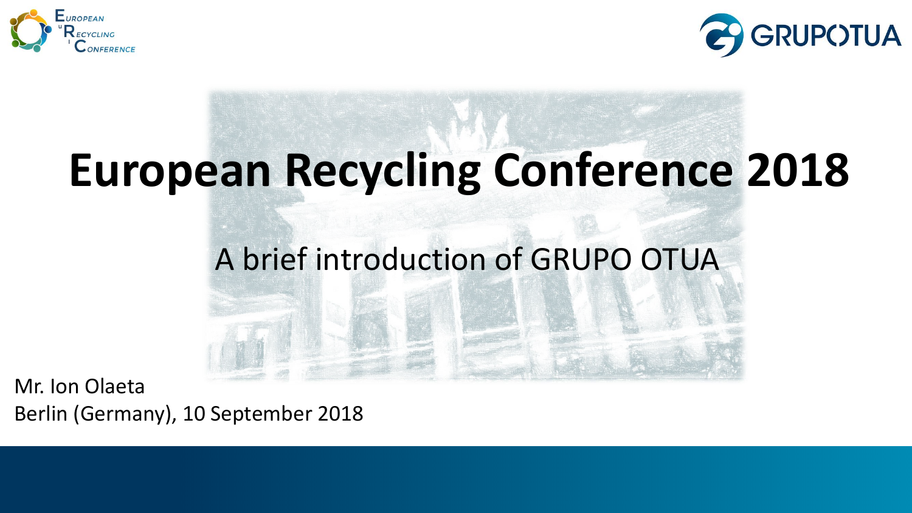# European Recycling Conference 2018

## A brief introduction of GRUPO OTUA

Mr. Ion Olaeta

Berlin (Germany), 10 September 2018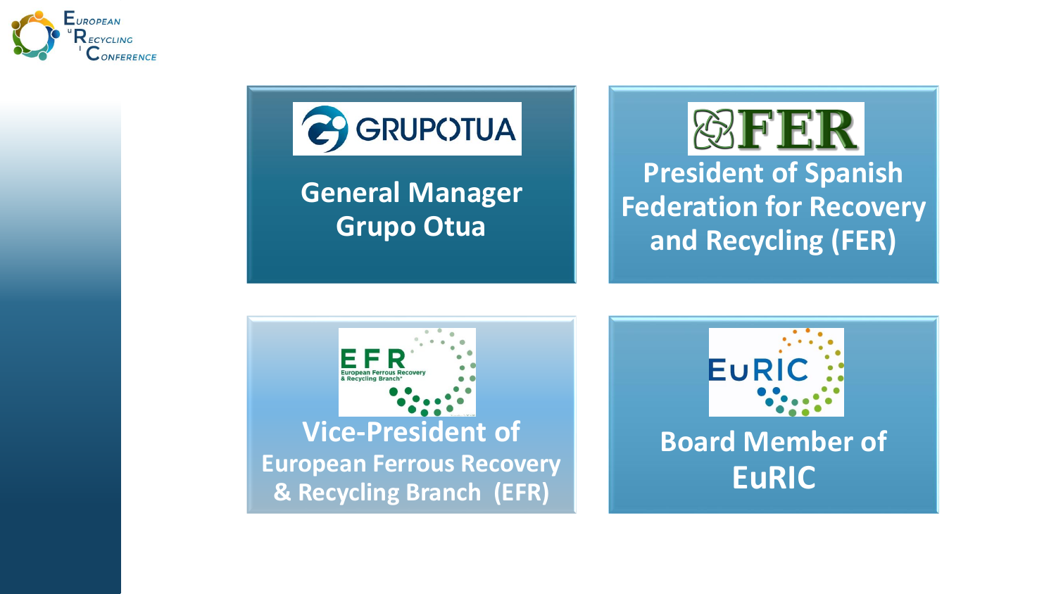GRUPOTUA

General Manager Grupo Otua

FER

President of Spanish Federation for Recovery and Recycling (FER)

EFR
European Ferrous Recovery & Recycling Branch*

Vice-President of European Ferrous Recovery & Recycling Branch (EFR)

EuRIC

Board Member of EuRIC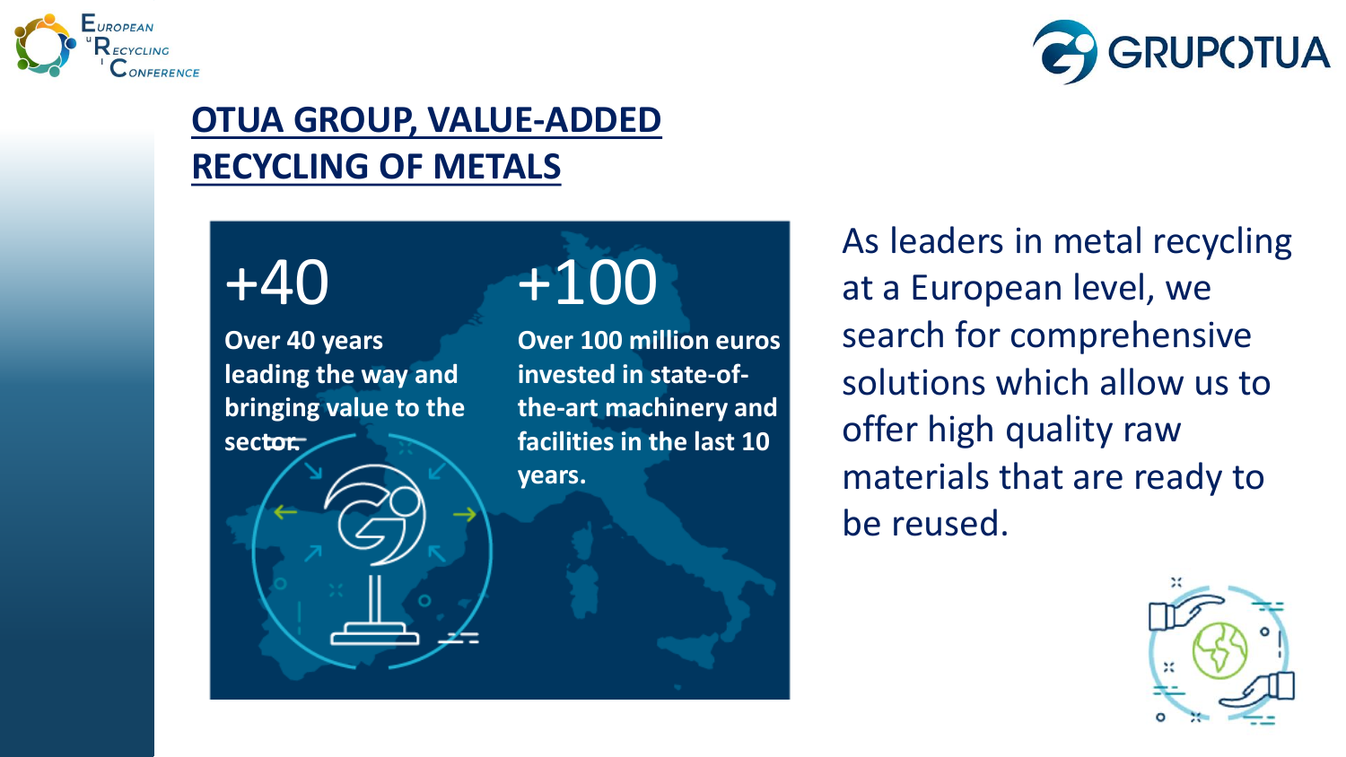## OTUA GROUP, VALUE-ADDED RECYCLING OF METALS

**+40**

**Over 40 years leading the way and bringing value to the sector.**

**+100**

**Over 100 million euros invested in state-of-the-art machinery and facilities in the last 10 years.**

As leaders in metal recycling at a European level, we search for comprehensive solutions which allow us to offer high quality raw materials that are ready to be reused.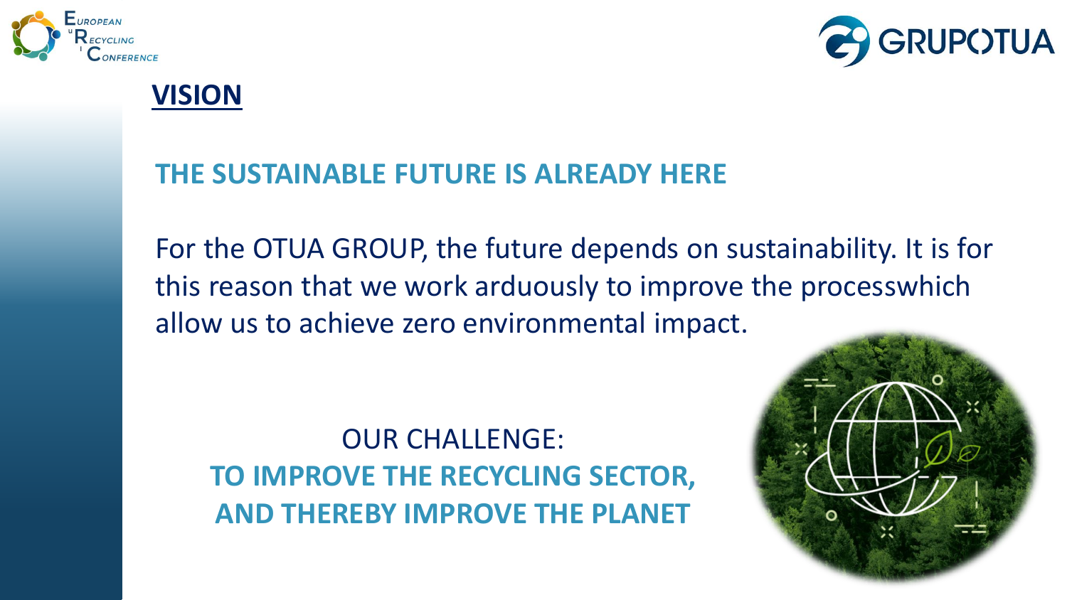## VISION

### THE SUSTAINABLE FUTURE IS ALREADY HERE

For the OTUA GROUP, the future depends on sustainability. It is for this reason that we work arduously to improve the processwhich allow us to achieve zero environmental impact.

OUR CHALLENGE:

**TO IMPROVE THE RECYCLING SECTOR, AND THEREBY IMPROVE THE PLANET**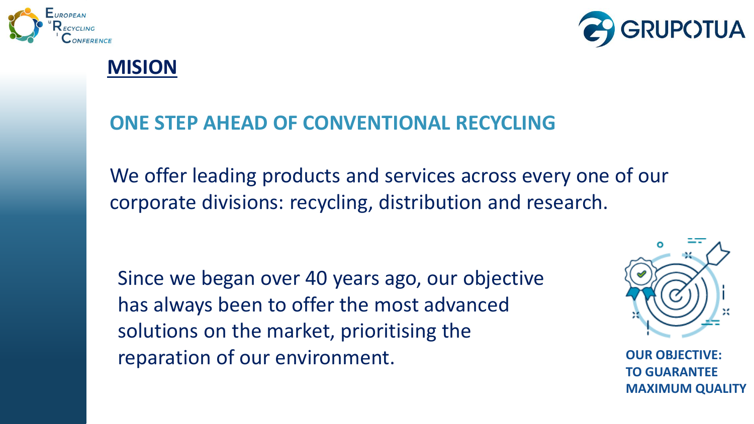# MISION

## ONE STEP AHEAD OF CONVENTIONAL RECYCLING

We offer leading products and services across every one of our corporate divisions: recycling, distribution and research.

Since we began over 40 years ago, our objective has always been to offer the most advanced solutions on the market, prioritising the reparation of our environment.

**OUR OBJECTIVE: TO GUARANTEE MAXIMUM QUALITY**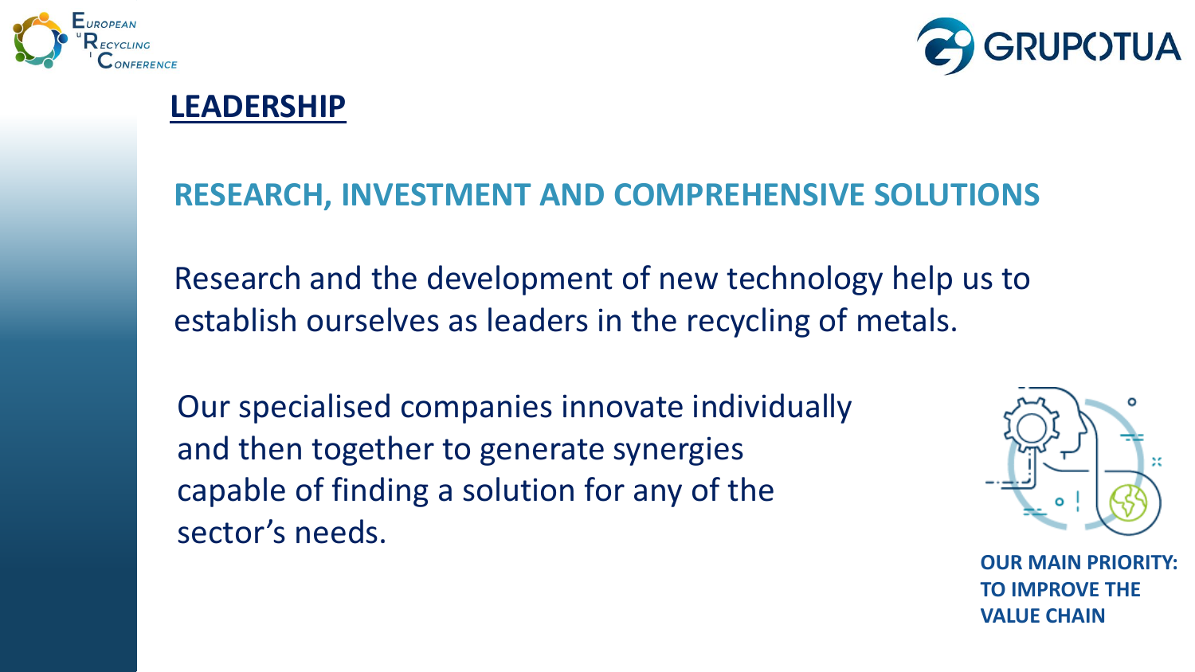## LEADERSHIP

### RESEARCH, INVESTMENT AND COMPREHENSIVE SOLUTIONS

Research and the development of new technology help us to establish ourselves as leaders in the recycling of metals.

Our specialised companies innovate individually and then together to generate synergies capable of finding a solution for any of the sector's needs.

**OUR MAIN PRIORITY: TO IMPROVE THE VALUE CHAIN**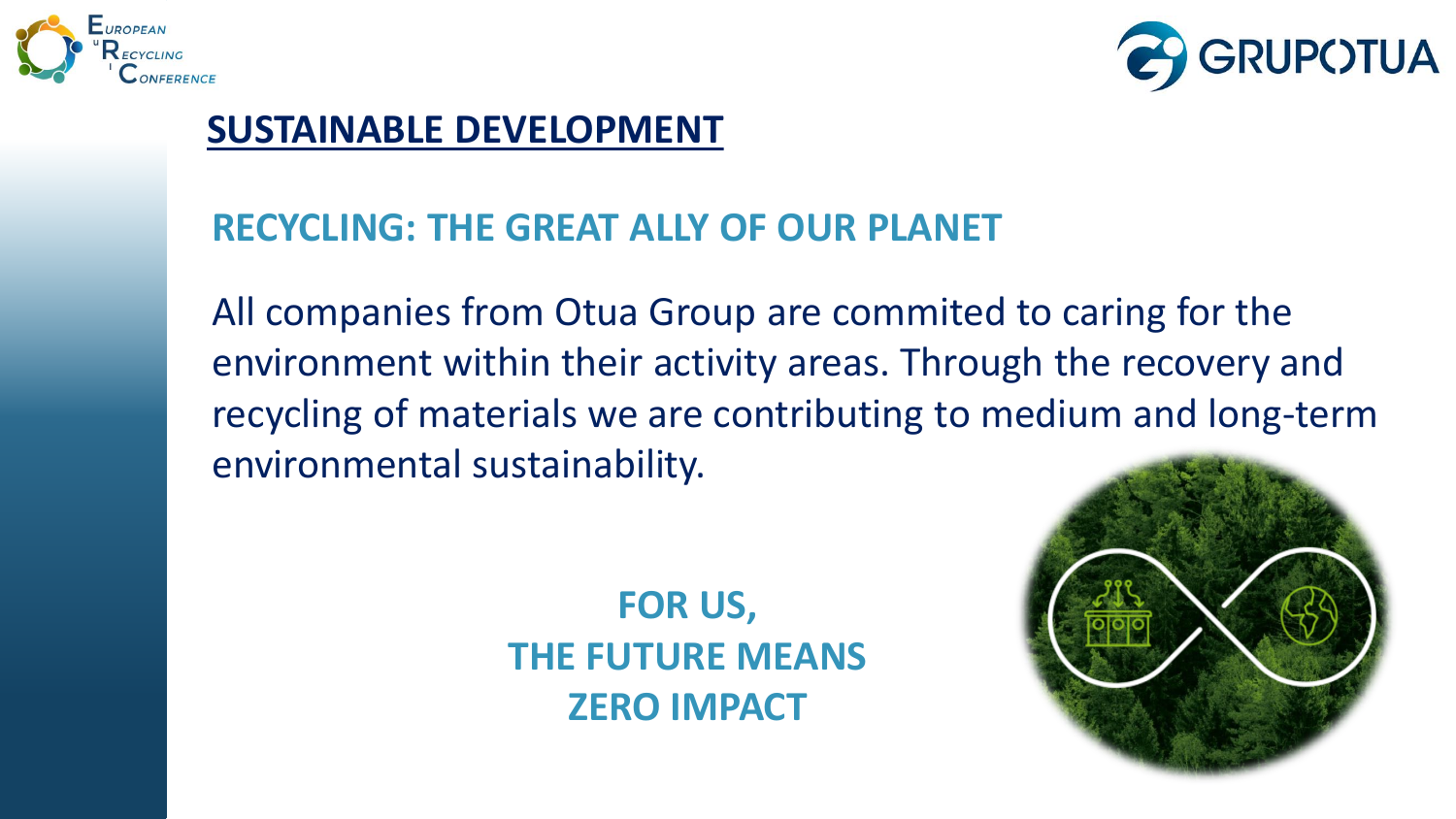## SUSTAINABLE DEVELOPMENT

### RECYCLING: THE GREAT ALLY OF OUR PLANET

All companies from Otua Group are commited to caring for the environment within their activity areas. Through the recovery and recycling of materials we are contributing to medium and long-term environmental sustainability.

**FOR US,**
**THE FUTURE MEANS**
**ZERO IMPACT**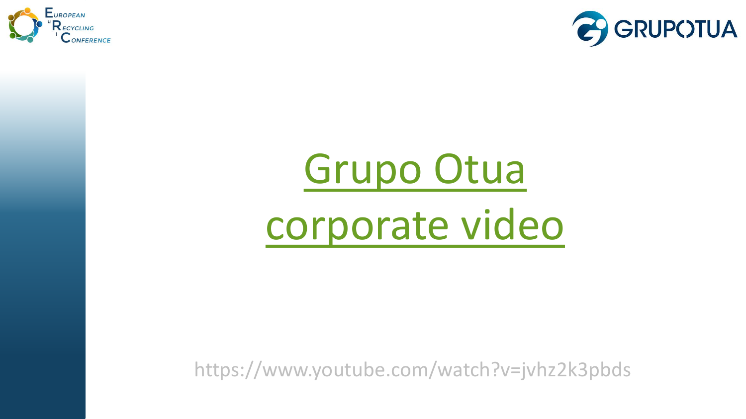# Grupo Otua corporate video

https://www.youtube.com/watch?v=jvhz2k3pbds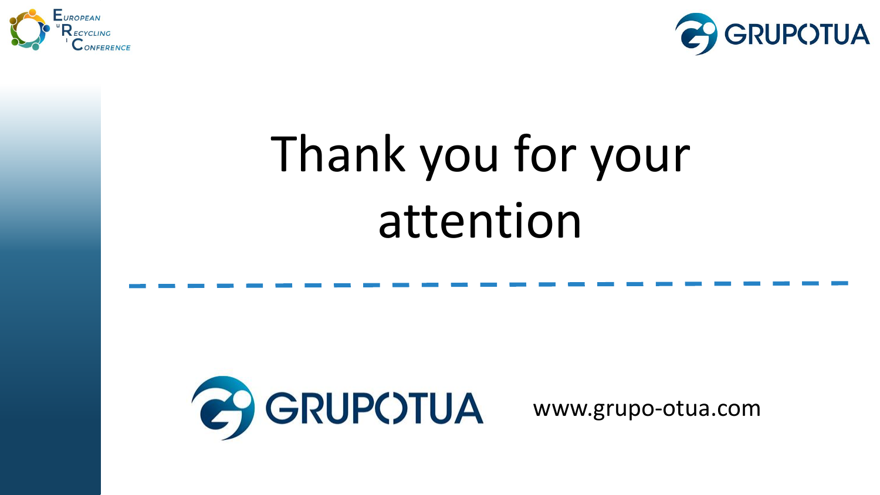# Thank you for your attention

GRUPOTUA

www.grupo-otua.com